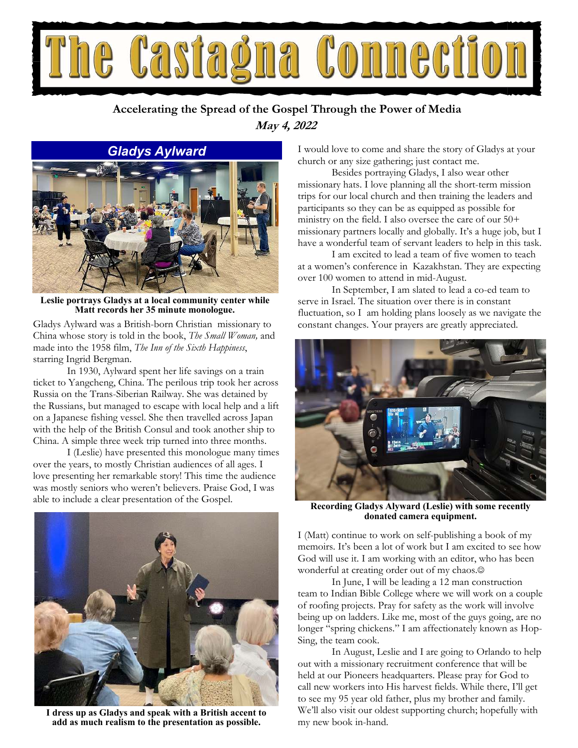# The Castagna Connection

**Accelerating the Spread of the Gospel Through the Power of Media**

***May 4, 2022***

## *Gladys Aylward*

**Leslie portrays Gladys at a local community center while Matt records her 35 minute monologue.**

Gladys Aylward was a British-born Christian missionary to China whose story is told in the book, *The Small Woman,* and made into the 1958 film, *The Inn of the Sixth Happiness*, starring Ingrid Bergman.

In 1930, Aylward spent her life savings on a train ticket to Yangcheng, China. The perilous trip took her across Russia on the Trans-Siberian Railway. She was detained by the Russians, but managed to escape with local help and a lift on a Japanese fishing vessel. She then travelled across Japan with the help of the British Consul and took another ship to China. A simple three week trip turned into three months.

I (Leslie) have presented this monologue many times over the years, to mostly Christian audiences of all ages. I love presenting her remarkable story! This time the audience was mostly seniors who weren't believers. Praise God, I was able to include a clear presentation of the Gospel.

**I dress up as Gladys and speak with a British accent to add as much realism to the presentation as possible.**

I would love to come and share the story of Gladys at your church or any size gathering; just contact me.

Besides portraying Gladys, I also wear other missionary hats. I love planning all the short-term mission trips for our local church and then training the leaders and participants so they can be as equipped as possible for ministry on the field. I also oversee the care of our 50+ missionary partners locally and globally. It's a huge job, but I have a wonderful team of servant leaders to help in this task.

I am excited to lead a team of five women to teach at a women's conference in Kazakhstan. They are expecting over 100 women to attend in mid-August.

In September, I am slated to lead a co-ed team to serve in Israel. The situation over there is in constant fluctuation, so I am holding plans loosely as we navigate the constant changes. Your prayers are greatly appreciated.

**Recording Gladys Alyward (Leslie) with some recently donated camera equipment.**

I (Matt) continue to work on self-publishing a book of my memoirs. It's been a lot of work but I am excited to see how God will use it. I am working with an editor, who has been wonderful at creating order out of my chaos.☺

In June, I will be leading a 12 man construction team to Indian Bible College where we will work on a couple of roofing projects. Pray for safety as the work will involve being up on ladders. Like me, most of the guys going, are no longer "spring chickens." I am affectionately known as Hop-Sing, the team cook.

In August, Leslie and I are going to Orlando to help out with a missionary recruitment conference that will be held at our Pioneers headquarters. Please pray for God to call new workers into His harvest fields. While there, I'll get to see my 95 year old father, plus my brother and family. We'll also visit our oldest supporting church; hopefully with my new book in-hand.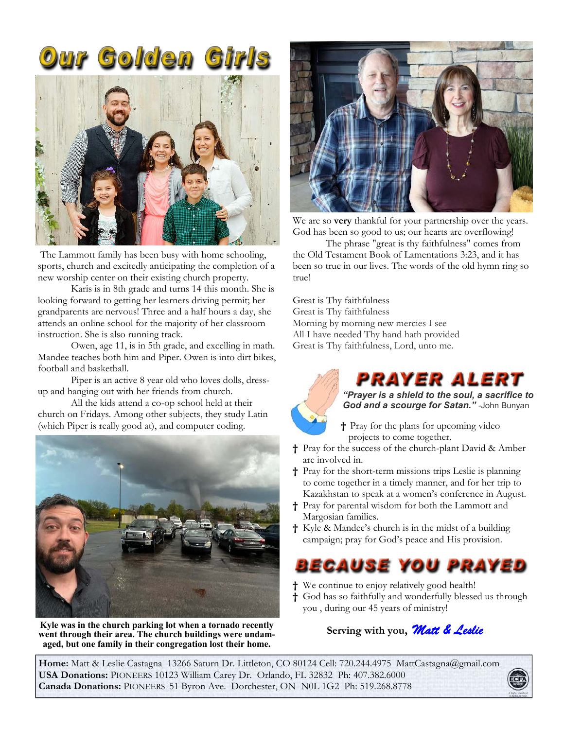# Our Golden Girls

The Lammott family has been busy with home schooling, sports, church and excitedly anticipating the completion of a new worship center on their existing church property.

Karis is in 8th grade and turns 14 this month. She is looking forward to getting her learners driving permit; her grandparents are nervous! Three and a half hours a day, she attends an online school for the majority of her classroom instruction. She is also running track.

Owen, age 11, is in 5th grade, and excelling in math. Mandee teaches both him and Piper. Owen is into dirt bikes, football and basketball.

Piper is an active 8 year old who loves dolls, dress-up and hanging out with her friends from church.

All the kids attend a co-op school held at their church on Fridays. Among other subjects, they study Latin (which Piper is really good at), and computer coding.

**Kyle was in the church parking lot when a tornado recently went through their area. The church buildings were undamaged, but one family in their congregation lost their home.**

We are so **very** thankful for your partnership over the years. God has been so good to us; our hearts are overflowing!

The phrase "great is thy faithfulness" comes from the Old Testament Book of Lamentations 3:23, and it has been so true in our lives. The words of the old hymn ring so true!

Great is Thy faithfulness
Great is Thy faithfulness
Morning by morning new mercies I see
All I have needed Thy hand hath provided
Great is Thy faithfulness, Lord, unto me.

## PRAYER ALERT

***"Prayer is a shield to the soul, a sacrifice to God and a scourge for Satan."*** -John Bunyan

- † Pray for the plans for upcoming video projects to come together.
- † Pray for the success of the church-plant David & Amber are involved in.
- † Pray for the short-term missions trips Leslie is planning to come together in a timely manner, and for her trip to Kazakhstan to speak at a women's conference in August.
- † Pray for parental wisdom for both the Lammott and Margosian families.
- † Kyle & Mandee's church is in the midst of a building campaign; pray for God's peace and His provision.

## BECAUSE YOU PRAYED

- † We continue to enjoy relatively good health!
- † God has so faithfully and wonderfully blessed us through you , during our 45 years of ministry!

**Serving with you,** ***Matt & Leslie***

**Home:** Matt & Leslie Castagna 13266 Saturn Dr. Littleton, CO 80124 Cell: 720.244.4975 MattCastagna@gmail.com
**USA Donations:** PIONEERS 10123 William Carey Dr. Orlando, FL 32832 Ph: 407.382.6000
**Canada Donations:** PIONEERS 51 Byron Ave. Dorchester, ON N0L 1G2 Ph: 519.268.8778